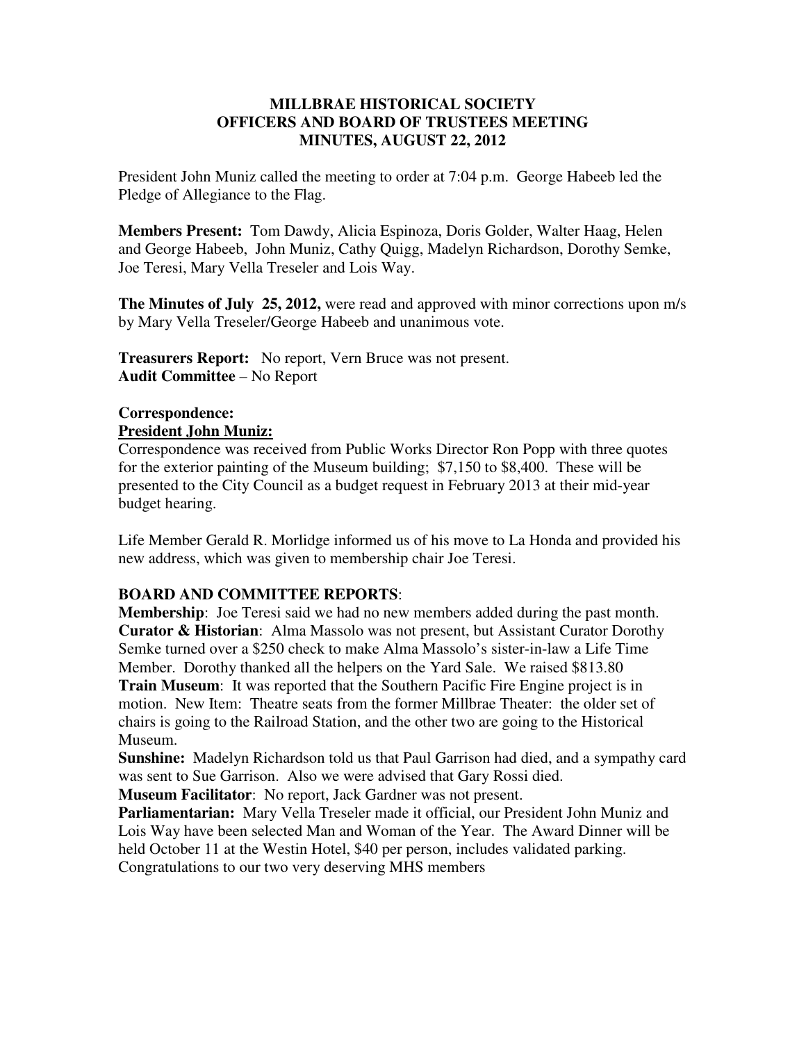# MILLBRAE HISTORICAL SOCIETY
## OFFICERS AND BOARD OF TRUSTEES MEETING
## MINUTES, AUGUST 22, 2012

President John Muniz called the meeting to order at 7:04 p.m. George Habeeb led the Pledge of Allegiance to the Flag.

**Members Present:** Tom Dawdy, Alicia Espinoza, Doris Golder, Walter Haag, Helen and George Habeeb, John Muniz, Cathy Quigg, Madelyn Richardson, Dorothy Semke, Joe Teresi, Mary Vella Treseler and Lois Way.

**The Minutes of July 25, 2012,** were read and approved with minor corrections upon m/s by Mary Vella Treseler/George Habeeb and unanimous vote.

**Treasurers Report:** No report, Vern Bruce was not present.
**Audit Committee** – No Report

**Correspondence:**
**President John Muniz:**
Correspondence was received from Public Works Director Ron Popp with three quotes for the exterior painting of the Museum building; $7,150 to $8,400. These will be presented to the City Council as a budget request in February 2013 at their mid-year budget hearing.

Life Member Gerald R. Morlidge informed us of his move to La Honda and provided his new address, which was given to membership chair Joe Teresi.

**BOARD AND COMMITTEE REPORTS**:
**Membership**: Joe Teresi said we had no new members added during the past month.
**Curator & Historian**: Alma Massolo was not present, but Assistant Curator Dorothy Semke turned over a $250 check to make Alma Massolo's sister-in-law a Life Time Member. Dorothy thanked all the helpers on the Yard Sale. We raised $813.80
**Train Museum**: It was reported that the Southern Pacific Fire Engine project is in motion. New Item: Theatre seats from the former Millbrae Theater: the older set of chairs is going to the Railroad Station, and the other two are going to the Historical Museum.
**Sunshine:** Madelyn Richardson told us that Paul Garrison had died, and a sympathy card was sent to Sue Garrison. Also we were advised that Gary Rossi died.
**Museum Facilitator**: No report, Jack Gardner was not present.
**Parliamentarian:** Mary Vella Treseler made it official, our President John Muniz and Lois Way have been selected Man and Woman of the Year. The Award Dinner will be held October 11 at the Westin Hotel, $40 per person, includes validated parking. Congratulations to our two very deserving MHS members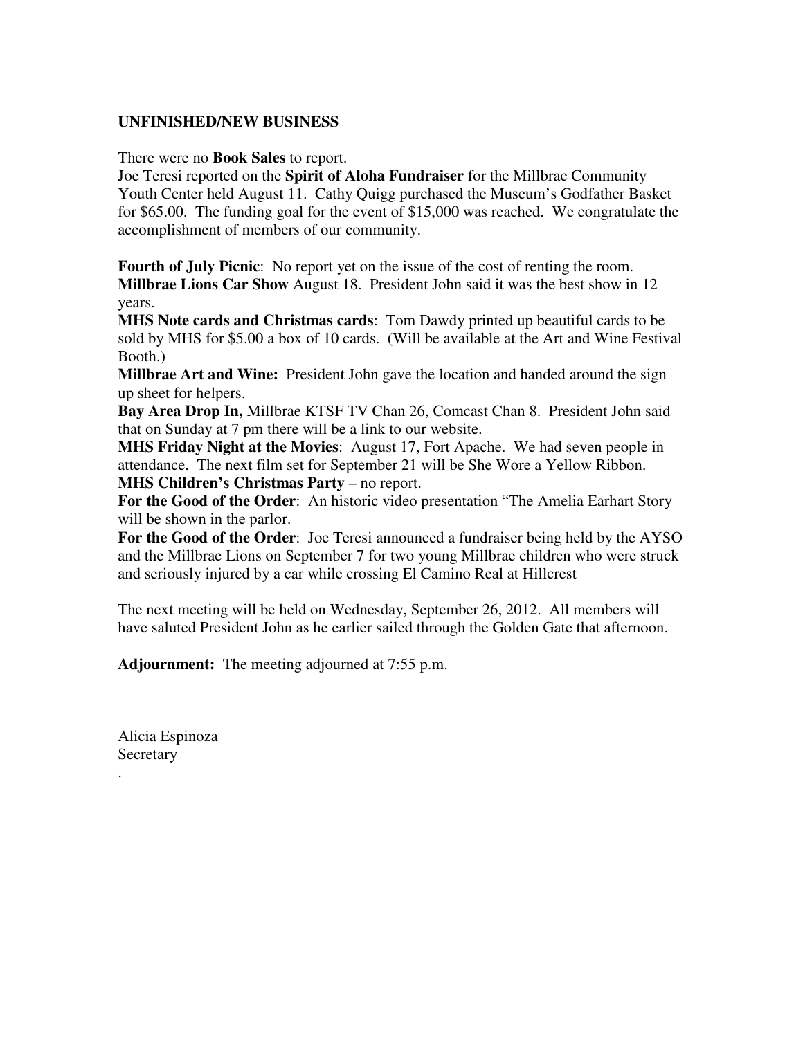**UNFINISHED/NEW BUSINESS**

There were no **Book Sales** to report.
Joe Teresi reported on the **Spirit of Aloha Fundraiser** for the Millbrae Community Youth Center held August 11. Cathy Quigg purchased the Museum's Godfather Basket for $65.00. The funding goal for the event of $15,000 was reached. We congratulate the accomplishment of members of our community.

**Fourth of July Picnic**: No report yet on the issue of the cost of renting the room.
**Millbrae Lions Car Show** August 18. President John said it was the best show in 12 years.
**MHS Note cards and Christmas cards**: Tom Dawdy printed up beautiful cards to be sold by MHS for $5.00 a box of 10 cards. (Will be available at the Art and Wine Festival Booth.)
**Millbrae Art and Wine:** President John gave the location and handed around the sign up sheet for helpers.
**Bay Area Drop In,** Millbrae KTSF TV Chan 26, Comcast Chan 8. President John said that on Sunday at 7 pm there will be a link to our website.
**MHS Friday Night at the Movies**: August 17, Fort Apache. We had seven people in attendance. The next film set for September 21 will be She Wore a Yellow Ribbon.
**MHS Children's Christmas Party** – no report.
**For the Good of the Order**: An historic video presentation "The Amelia Earhart Story will be shown in the parlor.
**For the Good of the Order**: Joe Teresi announced a fundraiser being held by the AYSO and the Millbrae Lions on September 7 for two young Millbrae children who were struck and seriously injured by a car while crossing El Camino Real at Hillcrest

The next meeting will be held on Wednesday, September 26, 2012. All members will have saluted President John as he earlier sailed through the Golden Gate that afternoon.

**Adjournment:** The meeting adjourned at 7:55 p.m.

Alicia Espinoza
Secretary
.